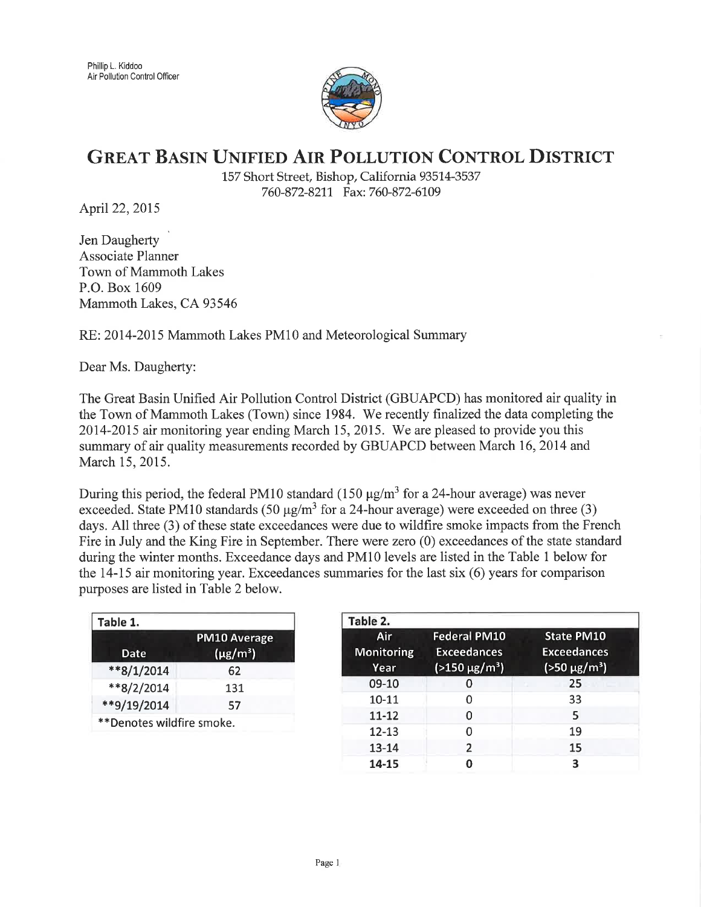Phillip L. Kiddoo
Air Pollution Control Officer

# GREAT BASIN UNIFIED AIR POLLUTION CONTROL DISTRICT

157 Short Street, Bishop, California 93514-3537
760-872-8211 Fax: 760-872-6109

April 22, 2015

Jen Daugherty
Associate Planner
Town of Mammoth Lakes
P.O. Box 1609
Mammoth Lakes, CA 93546

RE: 2014-2015 Mammoth Lakes PM10 and Meteorological Summary

Dear Ms. Daugherty:

The Great Basin Unified Air Pollution Control District (GBUAPCD) has monitored air quality in the Town of Mammoth Lakes (Town) since 1984. We recently finalized the data completing the 2014-2015 air monitoring year ending March 15, 2015. We are pleased to provide you this summary of air quality measurements recorded by GBUAPCD between March 16, 2014 and March 15, 2015.

During this period, the federal PM10 standard (150 μg/m$^3$ for a 24-hour average) was never exceeded. State PM10 standards (50 μg/m$^3$ for a 24-hour average) were exceeded on three (3) days. All three (3) of these state exceedances were due to wildfire smoke impacts from the French Fire in July and the King Fire in September. There were zero (0) exceedances of the state standard during the winter months. Exceedance days and PM10 levels are listed in the Table 1 below for the 14-15 air monitoring year. Exceedances summaries for the last six (6) years for comparison purposes are listed in Table 2 below.

**Table 1.**

| Date | PM10 Average (μg/m$^3$) |
|---|---|
| **8/1/2014 | 62 |
| **8/2/2014 | 131 |
| **9/19/2014 | 57 |

**Denotes wildfire smoke.

**Table 2.**

| Air Monitoring Year | Federal PM10 Exceedances (>150 μg/m$^3$) | State PM10 Exceedances (>50 μg/m$^3$) |
|---|---|---|
| 09-10 | 0 | 25 |
| 10-11 | 0 | 33 |
| 11-12 | 0 | 5 |
| 12-13 | 0 | 19 |
| 13-14 | 2 | 15 |
| **14-15** | **0** | **3** |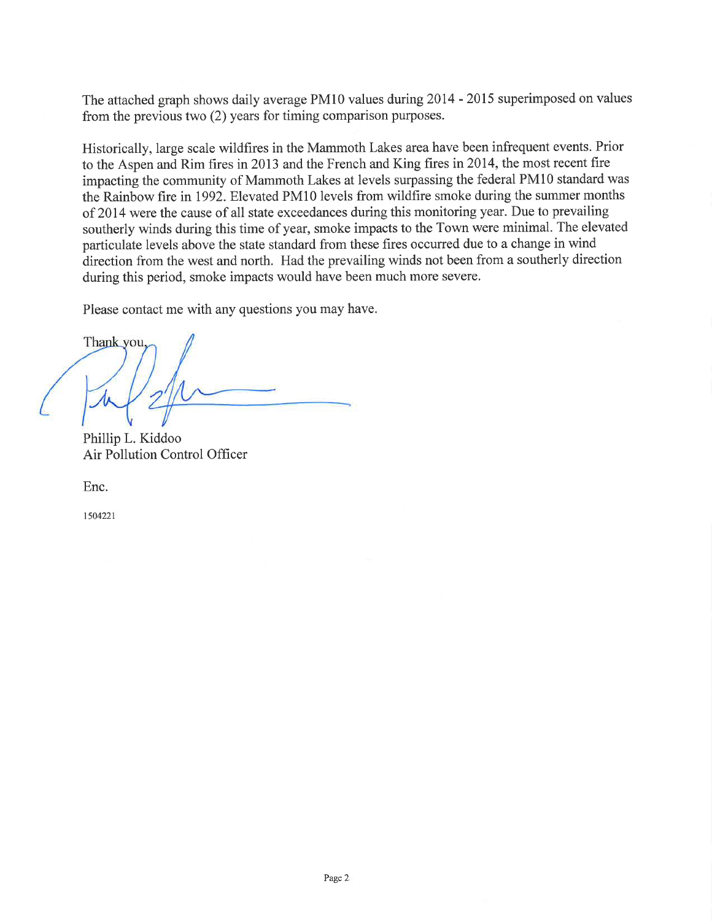The attached graph shows daily average PM10 values during 2014 - 2015 superimposed on values from the previous two (2) years for timing comparison purposes.

Historically, large scale wildfires in the Mammoth Lakes area have been infrequent events. Prior to the Aspen and Rim fires in 2013 and the French and King fires in 2014, the most recent fire impacting the community of Mammoth Lakes at levels surpassing the federal PM10 standard was the Rainbow fire in 1992. Elevated PM10 levels from wildfire smoke during the summer months of 2014 were the cause of all state exceedances during this monitoring year. Due to prevailing southerly winds during this time of year, smoke impacts to the Town were minimal. The elevated particulate levels above the state standard from these fires occurred due to a change in wind direction from the west and north. Had the prevailing winds not been from a southerly direction during this period, smoke impacts would have been much more severe.

Please contact me with any questions you may have.

Thank you,

Phillip L. Kiddoo
Air Pollution Control Officer

Enc.

1504221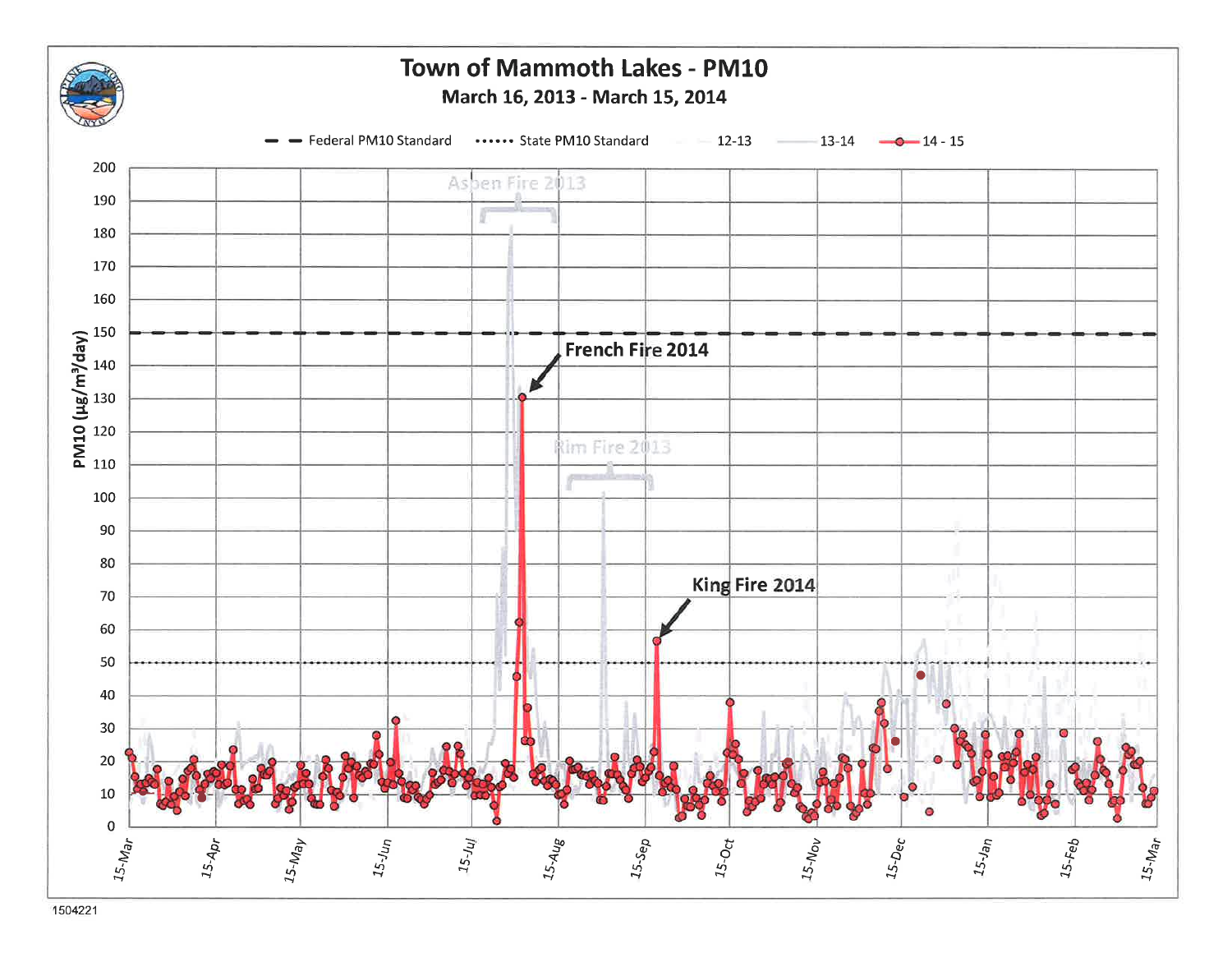# Town of Mammoth Lakes - PM10

**March 16, 2013 - March 15, 2014**

Federal PM10 Standard
State PM10 Standard
12-13
13-14
14 - 15

PM10 (µg/m³/day)

200
190
180
170
160
150
140
130
120
110
100
90
80
70
60
50
40
30
20
10
0

Aspen Fire 2013

French Fire 2014

Rim Fire 2013

King Fire 2014

15-Mar
15-Apr
15-May
15-Jun
15-Jul
15-Aug
15-Sep
15-Oct
15-Nov
15-Dec
15-Jan
15-Feb
15-Mar

1504221